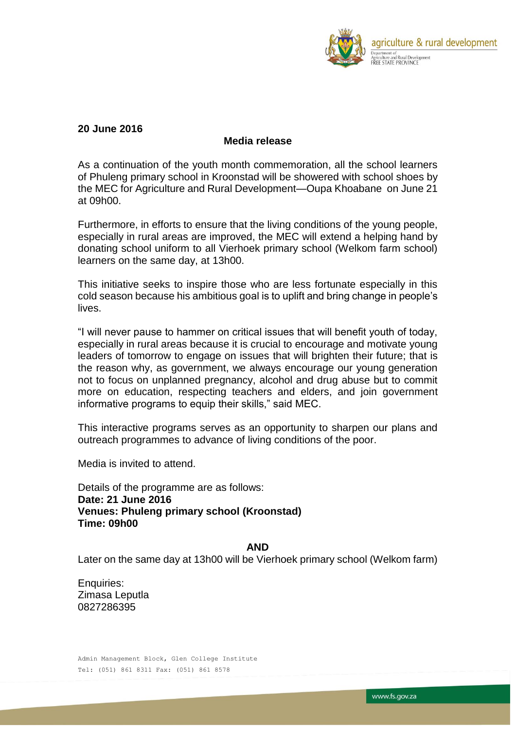agriculture & rural development

Department of
Agriculture and Rural Development
FREE STATE PROVINCE

**20 June 2016**

**Media release**

As a continuation of the youth month commemoration, all the school learners of Phuleng primary school in Kroonstad will be showered with school shoes by the MEC for Agriculture and Rural Development—Oupa Khoabane on June 21 at 09h00.

Furthermore, in efforts to ensure that the living conditions of the young people, especially in rural areas are improved, the MEC will extend a helping hand by donating school uniform to all Vierhoek primary school (Welkom farm school) learners on the same day, at 13h00.

This initiative seeks to inspire those who are less fortunate especially in this cold season because his ambitious goal is to uplift and bring change in people's lives.

"I will never pause to hammer on critical issues that will benefit youth of today, especially in rural areas because it is crucial to encourage and motivate young leaders of tomorrow to engage on issues that will brighten their future; that is the reason why, as government, we always encourage our young generation not to focus on unplanned pregnancy, alcohol and drug abuse but to commit more on education, respecting teachers and elders, and join government informative programs to equip their skills," said MEC.

This interactive programs serves as an opportunity to sharpen our plans and outreach programmes to advance of living conditions of the poor.

Media is invited to attend.

Details of the programme are as follows:
**Date: 21 June 2016**
**Venues: Phuleng primary school (Kroonstad)**
**Time: 09h00**

**AND**

Later on the same day at 13h00 will be Vierhoek primary school (Welkom farm)

Enquiries:
Zimasa Leputla
0827286395

Admin Management Block, Glen College Institute
Tel: (051) 861 8311 Fax: (051) 861 8578

www.fs.gov.za